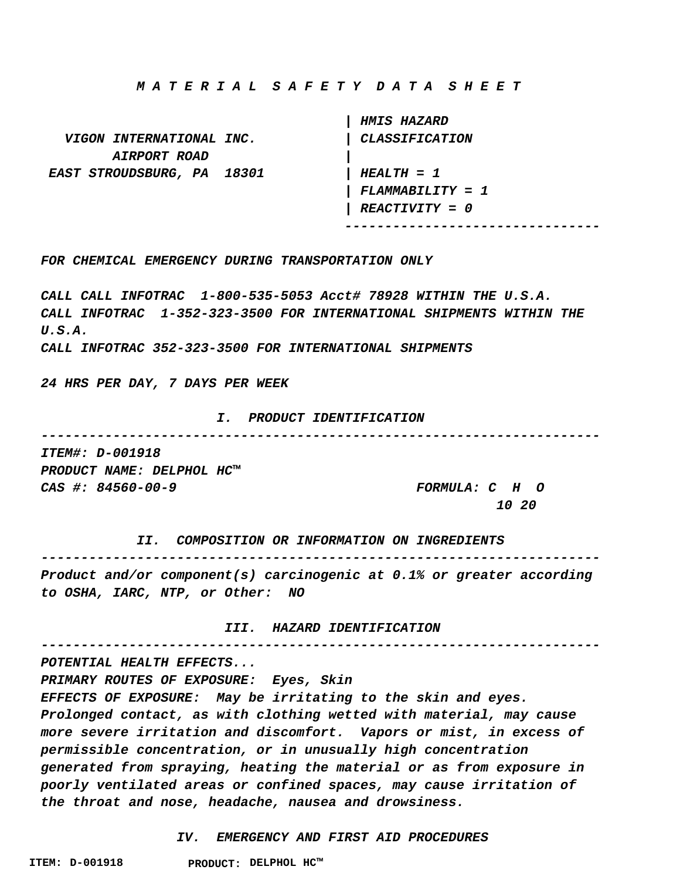# *M A T E R I A L   S A F E T Y   D A T A   S H E E T*

| | |
|---|---|
| | ***HMIS HAZARD*** |
| ***VIGON INTERNATIONAL INC.*** | ***CLASSIFICATION*** |
| ***AIRPORT ROAD*** | |
| ***EAST STROUDSBURG, PA  18301*** | ***HEALTH = 1*** |
| | ***FLAMMABILITY = 1*** |
| | ***REACTIVITY = 0*** |

***FOR CHEMICAL EMERGENCY DURING TRANSPORTATION ONLY***

***CALL CALL INFOTRAC  1-800-535-5053 Acct# 78928 WITHIN THE U.S.A.***
***CALL INFOTRAC  1-352-323-3500 FOR INTERNATIONAL SHIPMENTS WITHIN THE U.S.A.***
***CALL INFOTRAC 352-323-3500 FOR INTERNATIONAL SHIPMENTS***

***24 HRS PER DAY, 7 DAYS PER WEEK***

## *I.  PRODUCT IDENTIFICATION*

***ITEM#: D-001918***
***PRODUCT NAME: DELPHOL HC™***
***CAS #: 84560-00-9***  ***FORMULA:*** $C_{10}H_{20}O$

## *II.  COMPOSITION OR INFORMATION ON INGREDIENTS*

***Product and/or component(s) carcinogenic at 0.1% or greater according to OSHA, IARC, NTP, or Other:  NO***

## *III.  HAZARD IDENTIFICATION*

***POTENTIAL HEALTH EFFECTS...***
***PRIMARY ROUTES OF EXPOSURE:  Eyes, Skin***
***EFFECTS OF EXPOSURE:  May be irritating to the skin and eyes. Prolonged contact, as with clothing wetted with material, may cause more severe irritation and discomfort.  Vapors or mist, in excess of permissible concentration, or in unusually high concentration generated from spraying, heating the material or as from exposure in poorly ventilated areas or confined spaces, may cause irritation of the throat and nose, headache, nausea and drowsiness.***

## *IV.  EMERGENCY AND FIRST AID PROCEDURES*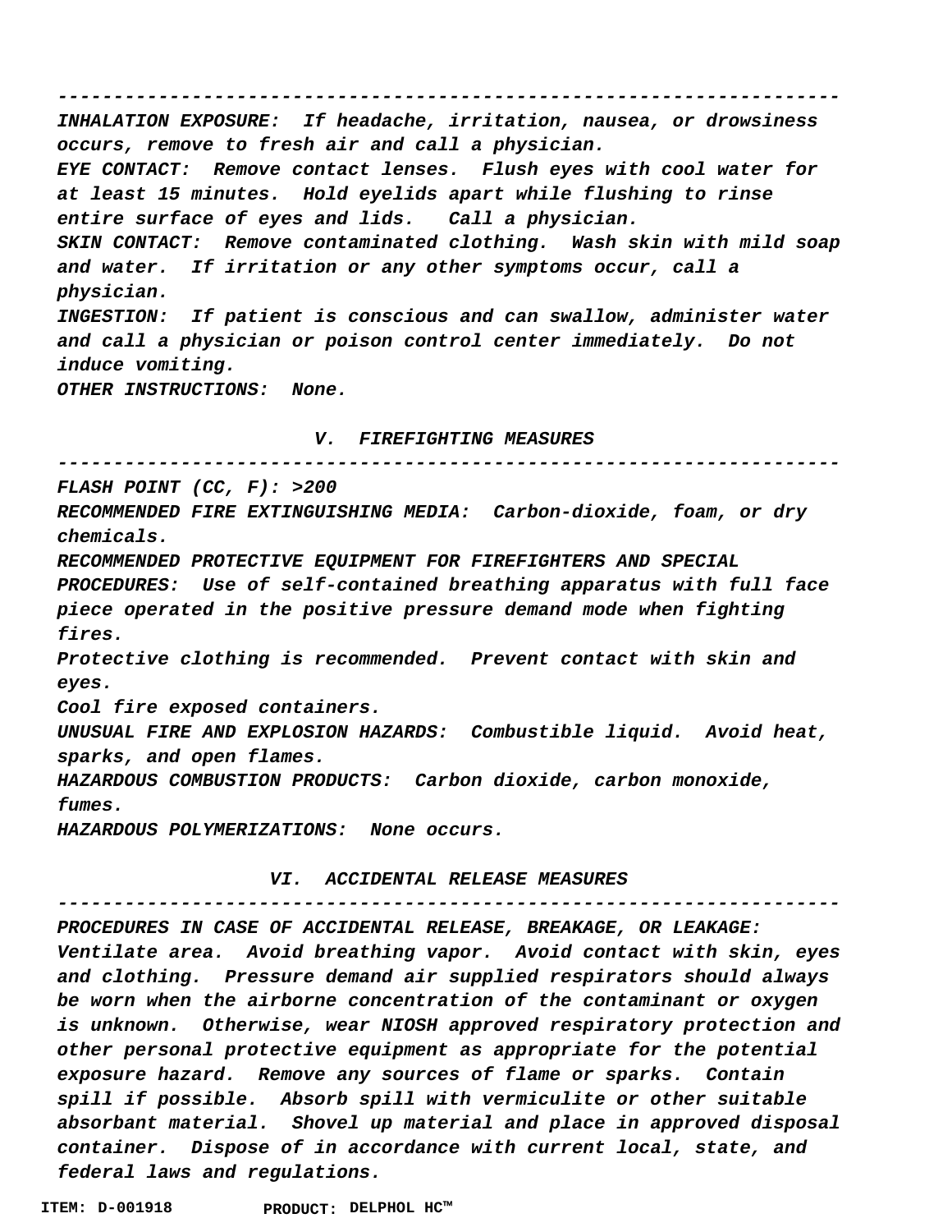**INHALATION EXPOSURE:** If headache, irritation, nausea, or drowsiness occurs, remove to fresh air and call a physician.

**EYE CONTACT:** Remove contact lenses. Flush eyes with cool water for at least 15 minutes. Hold eyelids apart while flushing to rinse entire surface of eyes and lids. Call a physician.

**SKIN CONTACT:** Remove contaminated clothing. Wash skin with mild soap and water. If irritation or any other symptoms occur, call a physician.

**INGESTION:** If patient is conscious and can swallow, administer water and call a physician or poison control center immediately. Do not induce vomiting.

**OTHER INSTRUCTIONS:** None.

## V. FIREFIGHTING MEASURES

**FLASH POINT (CC, F):** >200

**RECOMMENDED FIRE EXTINGUISHING MEDIA:** Carbon-dioxide, foam, or dry chemicals.

**RECOMMENDED PROTECTIVE EQUIPMENT FOR FIREFIGHTERS AND SPECIAL PROCEDURES:** Use of self-contained breathing apparatus with full face piece operated in the positive pressure demand mode when fighting fires.

Protective clothing is recommended. Prevent contact with skin and eyes.

Cool fire exposed containers.

**UNUSUAL FIRE AND EXPLOSION HAZARDS:** Combustible liquid. Avoid heat, sparks, and open flames.

**HAZARDOUS COMBUSTION PRODUCTS:** Carbon dioxide, carbon monoxide, fumes.

**HAZARDOUS POLYMERIZATIONS:** None occurs.

## VI. ACCIDENTAL RELEASE MEASURES

**PROCEDURES IN CASE OF ACCIDENTAL RELEASE, BREAKAGE, OR LEAKAGE:** Ventilate area. Avoid breathing vapor. Avoid contact with skin, eyes and clothing. Pressure demand air supplied respirators should always be worn when the airborne concentration of the contaminant or oxygen is unknown. Otherwise, wear NIOSH approved respiratory protection and other personal protective equipment as appropriate for the potential exposure hazard. Remove any sources of flame or sparks. Contain spill if possible. Absorb spill with vermiculite or other suitable absorbant material. Shovel up material and place in approved disposal container. Dispose of in accordance with current local, state, and federal laws and regulations.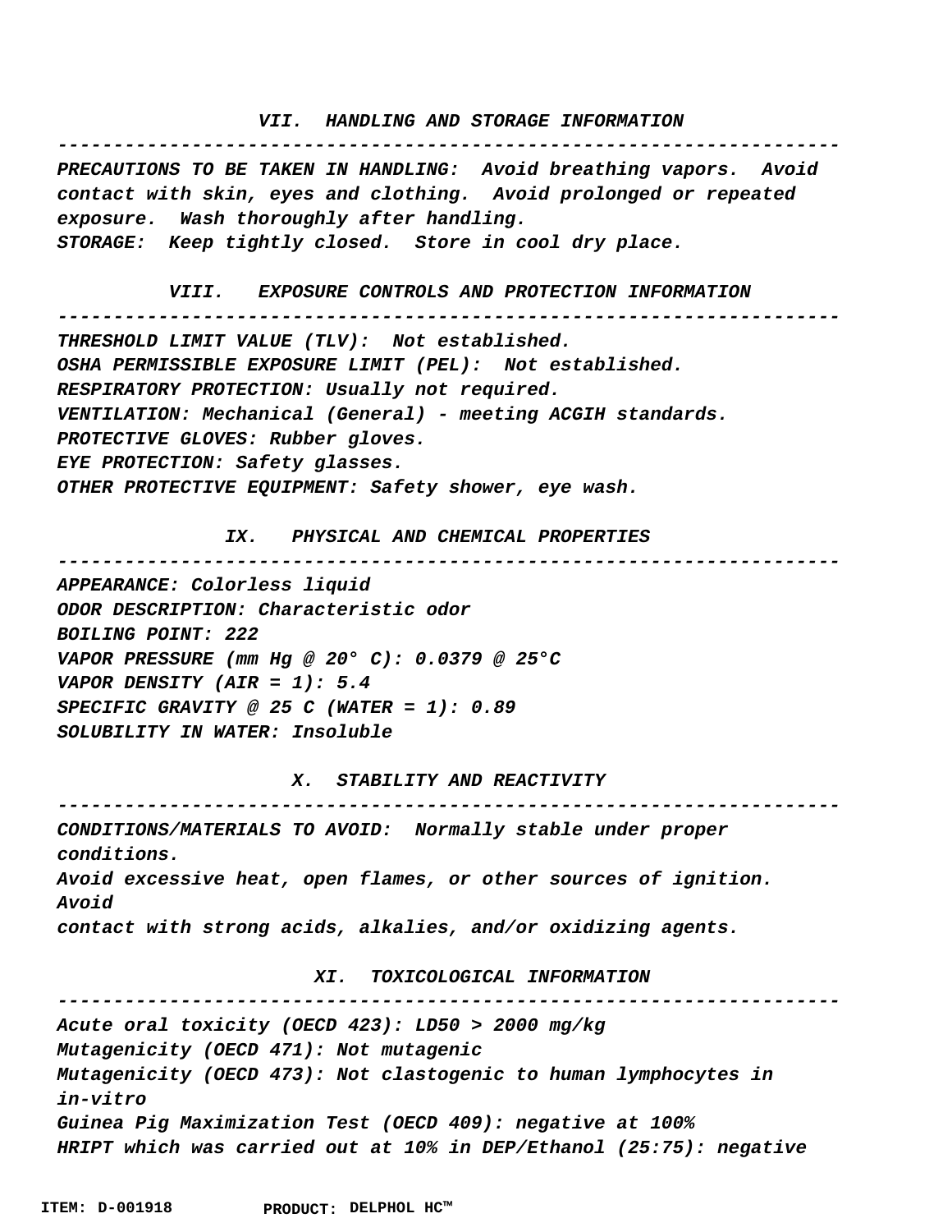## VII. HANDLING AND STORAGE INFORMATION

**PRECAUTIONS TO BE TAKEN IN HANDLING:** Avoid breathing vapors. Avoid contact with skin, eyes and clothing. Avoid prolonged or repeated exposure. Wash thoroughly after handling.
**STORAGE:** Keep tightly closed. Store in cool dry place.

## VIII. EXPOSURE CONTROLS AND PROTECTION INFORMATION

**THRESHOLD LIMIT VALUE (TLV):** Not established.
**OSHA PERMISSIBLE EXPOSURE LIMIT (PEL):** Not established.
**RESPIRATORY PROTECTION:** Usually not required.
**VENTILATION:** Mechanical (General) - meeting ACGIH standards.
**PROTECTIVE GLOVES:** Rubber gloves.
**EYE PROTECTION:** Safety glasses.
**OTHER PROTECTIVE EQUIPMENT:** Safety shower, eye wash.

## IX. PHYSICAL AND CHEMICAL PROPERTIES

**APPEARANCE:** Colorless liquid
**ODOR DESCRIPTION:** Characteristic odor
**BOILING POINT:** 222
**VAPOR PRESSURE (mm Hg @ 20° C):** 0.0379 @ 25°C
**VAPOR DENSITY (AIR = 1):** 5.4
**SPECIFIC GRAVITY @ 25 C (WATER = 1):** 0.89
**SOLUBILITY IN WATER:** Insoluble

## X. STABILITY AND REACTIVITY

**CONDITIONS/MATERIALS TO AVOID:** Normally stable under proper conditions.
Avoid excessive heat, open flames, or other sources of ignition. Avoid contact with strong acids, alkalies, and/or oxidizing agents.

## XI. TOXICOLOGICAL INFORMATION

Acute oral toxicity (OECD 423): LD50 > 2000 mg/kg
Mutagenicity (OECD 471): Not mutagenic
Mutagenicity (OECD 473): Not clastogenic to human lymphocytes in in-vitro
Guinea Pig Maximization Test (OECD 409): negative at 100%
HRIPT which was carried out at 10% in DEP/Ethanol (25:75): negative

ITEM: D-001918 PRODUCT: DELPHOL HC™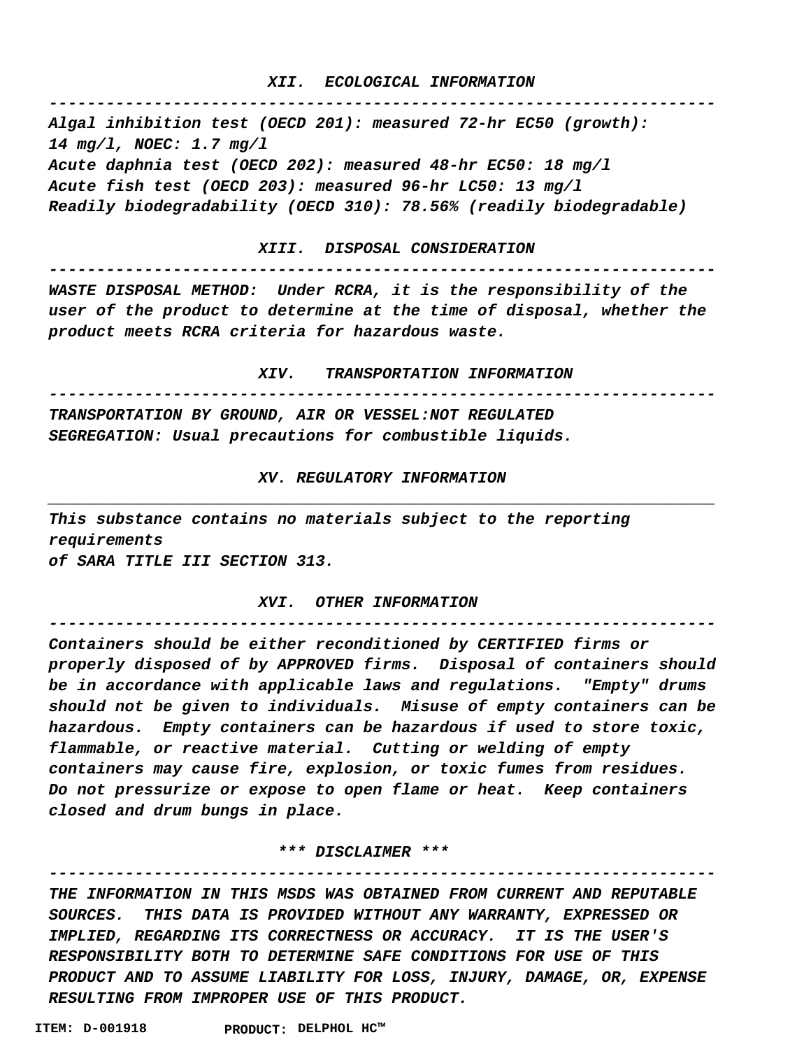## XII. ECOLOGICAL INFORMATION

***Algal inhibition test (OECD 201): measured 72-hr EC50 (growth): 14 mg/l, NOEC: 1.7 mg/l***
***Acute daphnia test (OECD 202): measured 48-hr EC50: 18 mg/l***
***Acute fish test (OECD 203): measured 96-hr LC50: 13 mg/l***
***Readily biodegradability (OECD 310): 78.56% (readily biodegradable)***

## XIII. DISPOSAL CONSIDERATION

***WASTE DISPOSAL METHOD: Under RCRA, it is the responsibility of the user of the product to determine at the time of disposal, whether the product meets RCRA criteria for hazardous waste.***

## XIV. TRANSPORTATION INFORMATION

***TRANSPORTATION BY GROUND, AIR OR VESSEL:NOT REGULATED***
***SEGREGATION: Usual precautions for combustible liquids.***

## XV. REGULATORY INFORMATION

***This substance contains no materials subject to the reporting requirements of SARA TITLE III SECTION 313.***

## XVI. OTHER INFORMATION

***Containers should be either reconditioned by CERTIFIED firms or properly disposed of by APPROVED firms. Disposal of containers should be in accordance with applicable laws and regulations. "Empty" drums should not be given to individuals. Misuse of empty containers can be hazardous. Empty containers can be hazardous if used to store toxic, flammable, or reactive material. Cutting or welding of empty containers may cause fire, explosion, or toxic fumes from residues. Do not pressurize or expose to open flame or heat. Keep containers closed and drum bungs in place.***

## *** DISCLAIMER ***

***THE INFORMATION IN THIS MSDS WAS OBTAINED FROM CURRENT AND REPUTABLE SOURCES. THIS DATA IS PROVIDED WITHOUT ANY WARRANTY, EXPRESSED OR IMPLIED, REGARDING ITS CORRECTNESS OR ACCURACY. IT IS THE USER'S RESPONSIBILITY BOTH TO DETERMINE SAFE CONDITIONS FOR USE OF THIS PRODUCT AND TO ASSUME LIABILITY FOR LOSS, INJURY, DAMAGE, OR, EXPENSE RESULTING FROM IMPROPER USE OF THIS PRODUCT.***